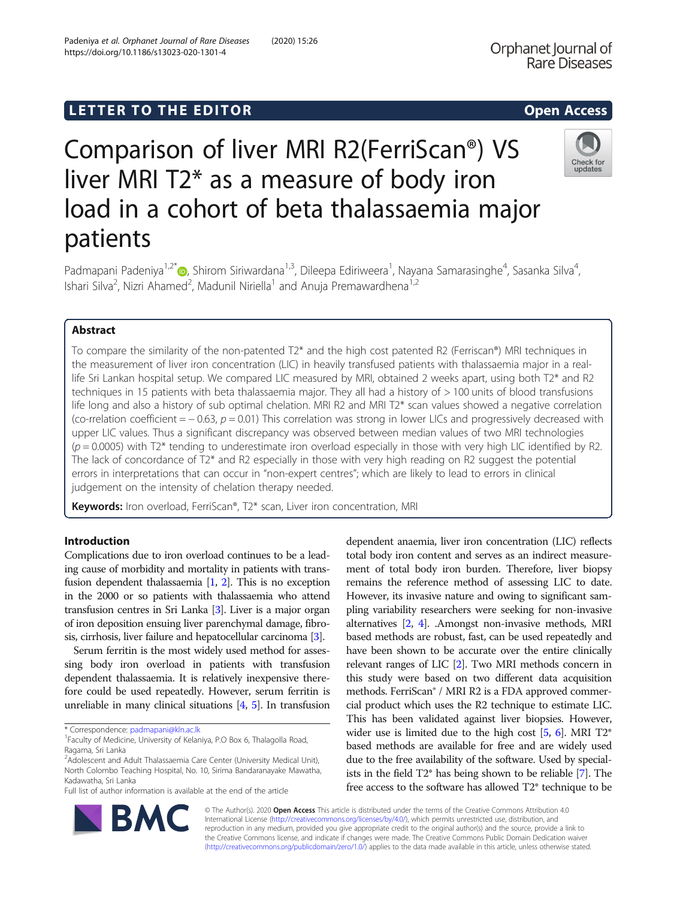LETTER TO THE EDITOR

Open Access

# Comparison of liver MRI R2(FerriScan®) VS liver MRI T2* as a measure of body iron load in a cohort of beta thalassaemia major patients

Padmapani Padeniya[1,2*], Shirom Siriwardana[1,3], Dileepa Ediriweera[1], Nayana Samarasinghe[4], Sasanka Silva[4], Ishari Silva[2], Nizri Ahamed[2], Madunil Niriella[1] and Anuja Premawardhena[1,2]

## Abstract

To compare the similarity of the non-patented T2* and the high cost patented R2 (Ferriscan®) MRI techniques in the measurement of liver iron concentration (LIC) in heavily transfused patients with thalassaemia major in a real-life Sri Lankan hospital setup. We compared LIC measured by MRI, obtained 2 weeks apart, using both T2* and R2 techniques in 15 patients with beta thalassaemia major. They all had a history of > 100 units of blood transfusions life long and also a history of sub optimal chelation. MRI R2 and MRI T2* scan values showed a negative correlation (co-rrelation coefficient = − 0.63, $p = 0.01$) This correlation was strong in lower LICs and progressively decreased with upper LIC values. Thus a significant discrepancy was observed between median values of two MRI technologies ($p = 0.0005$) with T2* tending to underestimate iron overload especially in those with very high LIC identified by R2. The lack of concordance of T2* and R2 especially in those with very high reading on R2 suggest the potential errors in interpretations that can occur in "non-expert centres"; which are likely to lead to errors in clinical judgement on the intensity of chelation therapy needed.

**Keywords:** Iron overload, FerriScan®, T2* scan, Liver iron concentration, MRI

## Introduction

Complications due to iron overload continues to be a leading cause of morbidity and mortality in patients with transfusion dependent thalassaemia [1, 2]. This is no exception in the 2000 or so patients with thalassaemia who attend transfusion centres in Sri Lanka [3]. Liver is a major organ of iron deposition ensuing liver parenchymal damage, fibrosis, cirrhosis, liver failure and hepatocellular carcinoma [3].

Serum ferritin is the most widely used method for assessing body iron overload in patients with transfusion dependent thalassaemia. It is relatively inexpensive therefore could be used repeatedly. However, serum ferritin is unreliable in many clinical situations [4, 5]. In transfusion dependent anaemia, liver iron concentration (LIC) reflects total body iron content and serves as an indirect measurement of total body iron burden. Therefore, liver biopsy remains the reference method of assessing LIC to date. However, its invasive nature and owing to significant sampling variability researchers were seeking for non-invasive alternatives [2, 4]. .Amongst non-invasive methods, MRI based methods are robust, fast, can be used repeatedly and have been shown to be accurate over the entire clinically relevant ranges of LIC [2]. Two MRI methods concern in this study were based on two different data acquisition methods. FerriScan® / MRI R2 is a FDA approved commercial product which uses the R2 technique to estimate LIC. This has been validated against liver biopsies. However, wider use is limited due to the high cost [5, 6]. MRI T2* based methods are available for free and are widely used due to the free availability of the software. Used by specialists in the field T2* has being shown to be reliable [7]. The free access to the software has allowed T2* technique to be

* Correspondence: padmapani@kln.ac.lk
[1]Faculty of Medicine, University of Kelaniya, P.O Box 6, Thalagolla Road, Ragama, Sri Lanka
[2]Adolescent and Adult Thalassaemia Care Center (University Medical Unit), North Colombo Teaching Hospital, No. 10, Sirima Bandaranayake Mawatha, Kadawatha, Sri Lanka
Full list of author information is available at the end of the article

© The Author(s). 2020 **Open Access** This article is distributed under the terms of the Creative Commons Attribution 4.0 International License (http://creativecommons.org/licenses/by/4.0/), which permits unrestricted use, distribution, and reproduction in any medium, provided you give appropriate credit to the original author(s) and the source, provide a link to the Creative Commons license, and indicate if changes were made. The Creative Commons Public Domain Dedication waiver (http://creativecommons.org/publicdomain/zero/1.0/) applies to the data made available in this article, unless otherwise stated.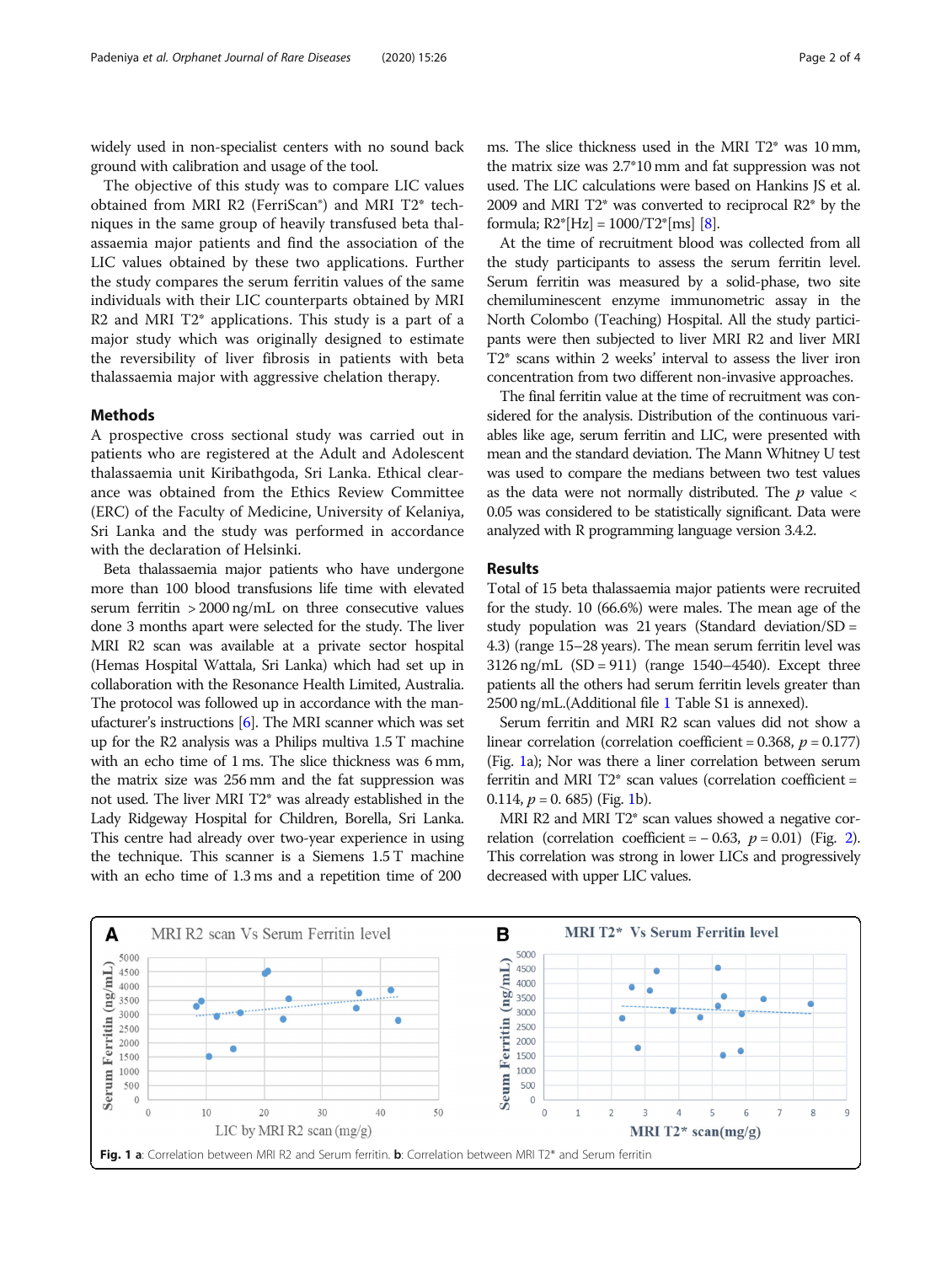widely used in non-specialist centers with no sound back ground with calibration and usage of the tool.

The objective of this study was to compare LIC values obtained from MRI R2 (FerriScan®) and MRI T2* techniques in the same group of heavily transfused beta thalassaemia major patients and find the association of the LIC values obtained by these two applications. Further the study compares the serum ferritin values of the same individuals with their LIC counterparts obtained by MRI R2 and MRI T2* applications. This study is a part of a major study which was originally designed to estimate the reversibility of liver fibrosis in patients with beta thalassaemia major with aggressive chelation therapy.

## Methods

A prospective cross sectional study was carried out in patients who are registered at the Adult and Adolescent thalassaemia unit Kiribathgoda, Sri Lanka. Ethical clearance was obtained from the Ethics Review Committee (ERC) of the Faculty of Medicine, University of Kelaniya, Sri Lanka and the study was performed in accordance with the declaration of Helsinki.

Beta thalassaemia major patients who have undergone more than 100 blood transfusions life time with elevated serum ferritin > 2000 ng/mL on three consecutive values done 3 months apart were selected for the study. The liver MRI R2 scan was available at a private sector hospital (Hemas Hospital Wattala, Sri Lanka) which had set up in collaboration with the Resonance Health Limited, Australia. The protocol was followed up in accordance with the manufacturer's instructions [6]. The MRI scanner which was set up for the R2 analysis was a Philips multiva 1.5 T machine with an echo time of 1 ms. The slice thickness was 6 mm, the matrix size was 256 mm and the fat suppression was not used. The liver MRI T2* was already established in the Lady Ridgeway Hospital for Children, Borella, Sri Lanka. This centre had already over two-year experience in using the technique. This scanner is a Siemens 1.5 T machine with an echo time of 1.3 ms and a repetition time of 200 ms. The slice thickness used in the MRI T2* was 10 mm, the matrix size was 2.7*10 mm and fat suppression was not used. The LIC calculations were based on Hankins JS et al. 2009 and MRI T2* was converted to reciprocal R2* by the formula; R2*[Hz] = 1000/T2*[ms] [8].

At the time of recruitment blood was collected from all the study participants to assess the serum ferritin level. Serum ferritin was measured by a solid-phase, two site chemiluminescent enzyme immunometric assay in the North Colombo (Teaching) Hospital. All the study participants were then subjected to liver MRI R2 and liver MRI T2* scans within 2 weeks' interval to assess the liver iron concentration from two different non-invasive approaches.

The final ferritin value at the time of recruitment was considered for the analysis. Distribution of the continuous variables like age, serum ferritin and LIC, were presented with mean and the standard deviation. The Mann Whitney U test was used to compare the medians between two test values as the data were not normally distributed. The $p$ value < 0.05 was considered to be statistically significant. Data were analyzed with R programming language version 3.4.2.

## Results

Total of 15 beta thalassaemia major patients were recruited for the study. 10 (66.6%) were males. The mean age of the study population was 21 years (Standard deviation/SD = 4.3) (range 15–28 years). The mean serum ferritin level was 3126 ng/mL (SD = 911) (range 1540–4540). Except three patients all the others had serum ferritin levels greater than 2500 ng/mL.(Additional file 1 Table S1 is annexed).

Serum ferritin and MRI R2 scan values did not show a linear correlation (correlation coefficient = 0.368, $p$ = 0.177) (Fig. 1a); Nor was there a liner correlation between serum ferritin and MRI T2* scan values (correlation coefficient = 0.114, $p$ = 0. 685) (Fig. 1b).

MRI R2 and MRI T2* scan values showed a negative correlation (correlation coefficient = – 0.63, $p$ = 0.01) (Fig. 2). This correlation was strong in lower LICs and progressively decreased with upper LIC values.

**Fig. 1** **a**: Correlation between MRI R2 and Serum ferritin. **b**: Correlation between MRI T2* and Serum ferritin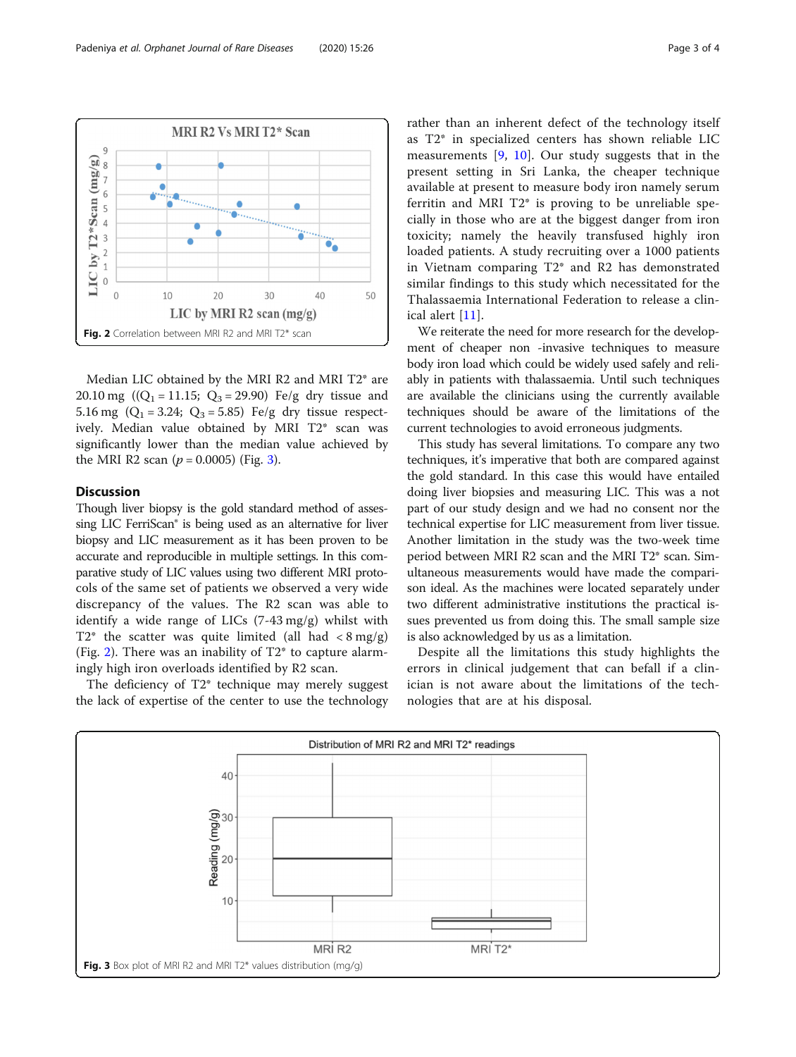Fig. 2 Correlation between MRI R2 and MRI T2* scan

Median LIC obtained by the MRI R2 and MRI T2* are 20.10 mg (($Q_1 = 11.15$; $Q_3 = 29.90$) Fe/g dry tissue and 5.16 mg ($Q_1 = 3.24$; $Q_3 = 5.85$) Fe/g dry tissue respectively. Median value obtained by MRI T2* scan was significantly lower than the median value achieved by the MRI R2 scan ($p = 0.0005$) (Fig. 3).

## Discussion

Though liver biopsy is the gold standard method of assessing LIC FerriScan® is being used as an alternative for liver biopsy and LIC measurement as it has been proven to be accurate and reproducible in multiple settings. In this comparative study of LIC values using two different MRI protocols of the same set of patients we observed a very wide discrepancy of the values. The R2 scan was able to identify a wide range of LICs (7-43 mg/g) whilst with T2* the scatter was quite limited (all had < 8 mg/g) (Fig. 2). There was an inability of T2* to capture alarmingly high iron overloads identified by R2 scan.

The deficiency of T2* technique may merely suggest the lack of expertise of the center to use the technology rather than an inherent defect of the technology itself as T2* in specialized centers has shown reliable LIC measurements [9, 10]. Our study suggests that in the present setting in Sri Lanka, the cheaper technique available at present to measure body iron namely serum ferritin and MRI T2* is proving to be unreliable specially in those who are at the biggest danger from iron toxicity; namely the heavily transfused highly iron loaded patients. A study recruiting over a 1000 patients in Vietnam comparing T2* and R2 has demonstrated similar findings to this study which necessitated for the Thalassaemia International Federation to release a clinical alert [11].

We reiterate the need for more research for the development of cheaper non -invasive techniques to measure body iron load which could be widely used safely and reliably in patients with thalassaemia. Until such techniques are available the clinicians using the currently available techniques should be aware of the limitations of the current technologies to avoid erroneous judgments.

This study has several limitations. To compare any two techniques, it's imperative that both are compared against the gold standard. In this case this would have entailed doing liver biopsies and measuring LIC. This was a not part of our study design and we had no consent nor the technical expertise for LIC measurement from liver tissue. Another limitation in the study was the two-week time period between MRI R2 scan and the MRI T2* scan. Simultaneous measurements would have made the comparison ideal. As the machines were located separately under two different administrative institutions the practical issues prevented us from doing this. The small sample size is also acknowledged by us as a limitation.

Despite all the limitations this study highlights the errors in clinical judgement that can befall if a clinician is not aware about the limitations of the technologies that are at his disposal.

Fig. 3 Box plot of MRI R2 and MRI T2* values distribution (mg/g)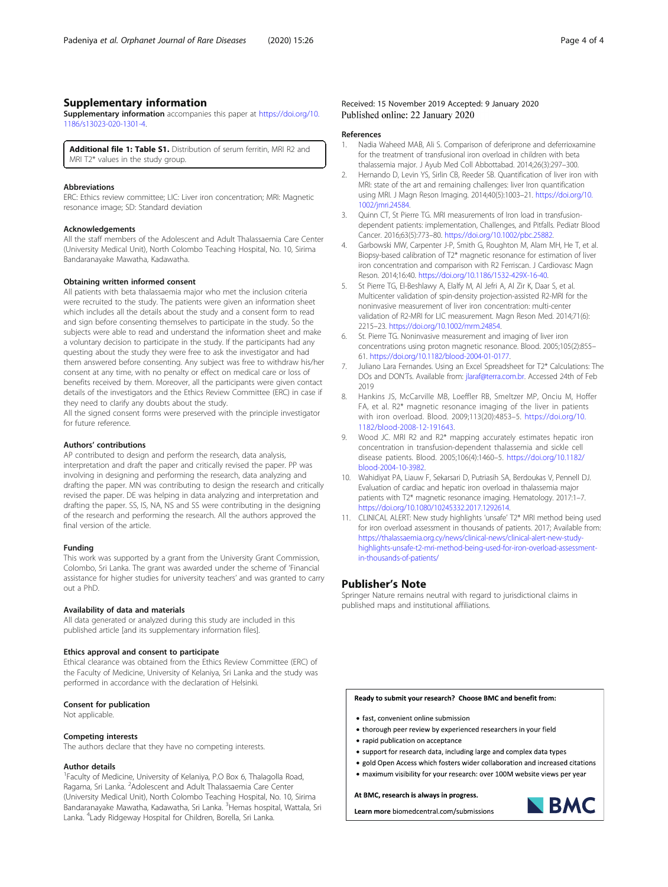## Supplementary information

**Supplementary information** accompanies this paper at https://doi.org/10.1186/s13023-020-1301-4.

**Additional file 1: Table S1.** Distribution of serum ferritin, MRI R2 and MRI T2* values in the study group.

### Abbreviations

ERC: Ethics review committee; LIC: Liver iron concentration; MRI: Magnetic resonance image; SD: Standard deviation

### Acknowledgements

All the staff members of the Adolescent and Adult Thalassaemia Care Center (University Medical Unit), North Colombo Teaching Hospital, No. 10, Sirima Bandaranayake Mawatha, Kadawatha.

### Obtaining written informed consent

All patients with beta thalassaemia major who met the inclusion criteria were recruited to the study. The patients were given an information sheet which includes all the details about the study and a consent form to read and sign before consenting themselves to participate in the study. So the subjects were able to read and understand the information sheet and make a voluntary decision to participate in the study. If the participants had any questing about the study they were free to ask the investigator and had them answered before consenting. Any subject was free to withdraw his/her consent at any time, with no penalty or effect on medical care or loss of benefits received by them. Moreover, all the participants were given contact details of the investigators and the Ethics Review Committee (ERC) in case if they need to clarify any doubts about the study.

All the signed consent forms were preserved with the principle investigator for future reference.

### Authors' contributions

AP contributed to design and perform the research, data analysis, interpretation and draft the paper and critically revised the paper. PP was involving in designing and performing the research, data analyzing and drafting the paper. MN was contributing to design the research and critically revised the paper. DE was helping in data analyzing and interpretation and drafting the paper. SS, IS, NA, NS and SS were contributing in the designing of the research and performing the research. All the authors approved the final version of the article.

### Funding

This work was supported by a grant from the University Grant Commission, Colombo, Sri Lanka. The grant was awarded under the scheme of 'Financial assistance for higher studies for university teachers' and was granted to carry out a PhD.

### Availability of data and materials

All data generated or analyzed during this study are included in this published article [and its supplementary information files].

### Ethics approval and consent to participate

Ethical clearance was obtained from the Ethics Review Committee (ERC) of the Faculty of Medicine, University of Kelaniya, Sri Lanka and the study was performed in accordance with the declaration of Helsinki.

### Consent for publication

Not applicable.

### Competing interests

The authors declare that they have no competing interests.

### Author details

[1]Faculty of Medicine, University of Kelaniya, P.O Box 6, Thalagolla Road, Ragama, Sri Lanka. [2]Adolescent and Adult Thalassaemia Care Center (University Medical Unit), North Colombo Teaching Hospital, No. 10, Sirima Bandaranayake Mawatha, Kadawatha, Sri Lanka. [3]Hemas hospital, Wattala, Sri Lanka. [4]Lady Ridgeway Hospital for Children, Borella, Sri Lanka.

Received: 15 November 2019 Accepted: 9 January 2020
Published online: 22 January 2020

### References

1. Nadia Waheed MAB, Ali S. Comparison of deferiprone and deferrioxamine for the treatment of transfusional iron overload in children with beta thalassemia major. J Ayub Med Coll Abbottabad. 2014;26(3):297–300.
2. Hernando D, Levin YS, Sirlin CB, Reeder SB. Quantification of liver iron with MRI: state of the art and remaining challenges: liver Iron quantification using MRI. J Magn Reson Imaging. 2014;40(5):1003–21. https://doi.org/10.1002/jmri.24584.
3. Quinn CT, St Pierre TG. MRI measurements of Iron load in transfusion-dependent patients: implementation, Challenges, and Pitfalls. Pediatr Blood Cancer. 2016;63(5):773–80. https://doi.org/10.1002/pbc.25882.
4. Garbowski MW, Carpenter J-P, Smith G, Roughton M, Alam MH, He T, et al. Biopsy-based calibration of T2* magnetic resonance for estimation of liver iron concentration and comparison with R2 Ferriscan. J Cardiovasc Magn Reson. 2014;16:40. https://doi.org/10.1186/1532-429X-16-40.
5. St Pierre TG, El-Beshlawy A, Elalfy M, Al Jefri A, Al Zir K, Daar S, et al. Multicenter validation of spin-density projection-assisted R2-MRI for the noninvasive measurement of liver iron concentration: multi-center validation of R2-MRI for LIC measurement. Magn Reson Med. 2014;71(6):2215–23. https://doi.org/10.1002/mrm.24854.
6. St. Pierre TG. Noninvasive measurement and imaging of liver iron concentrations using proton magnetic resonance. Blood. 2005;105(2):855–61. https://doi.org/10.1182/blood-2004-01-0177.
7. Juliano Lara Fernandes. Using an Excel Spreadsheet for T2* Calculations: The DOs and DON'Ts. Available from: jlaraf@terra.com.br. Accessed 24th of Feb 2019
8. Hankins JS, McCarville MB, Loeffler RB, Smeltzer MP, Onciu M, Hoffer FA, et al. R2* magnetic resonance imaging of the liver in patients with iron overload. Blood. 2009;113(20):4853–5. https://doi.org/10.1182/blood-2008-12-191643.
9. Wood JC. MRI R2 and R2* mapping accurately estimates hepatic iron concentration in transfusion-dependent thalassemia and sickle cell disease patients. Blood. 2005;106(4):1460–5. https://doi.org/10.1182/blood-2004-10-3982.
10. Wahidiyat PA, Liauw F, Sekarsari D, Putriasih SA, Berdoukas V, Pennell DJ. Evaluation of cardiac and hepatic iron overload in thalassemia major patients with T2* magnetic resonance imaging. Hematology. 2017:1–7. https://doi.org/10.1080/10245332.2017.1292614.
11. CLINICAL ALERT: New study highlights 'unsafe' T2* MRI method being used for iron overload assessment in thousands of patients. 2017; Available from: https://thalassaemia.org.cy/news/clinical-news/clinical-alert-new-study-highlights-unsafe-t2-mri-method-being-used-for-iron-overload-assessment-in-thousands-of-patients/

## Publisher's Note

Springer Nature remains neutral with regard to jurisdictional claims in published maps and institutional affiliations.

**Ready to submit your research? Choose BMC and benefit from:**

- fast, convenient online submission
- thorough peer review by experienced researchers in your field
- rapid publication on acceptance
- support for research data, including large and complex data types
- gold Open Access which fosters wider collaboration and increased citations
- maximum visibility for your research: over 100M website views per year

**At BMC, research is always in progress.**

**Learn more** biomedcentral.com/submissions

BMC